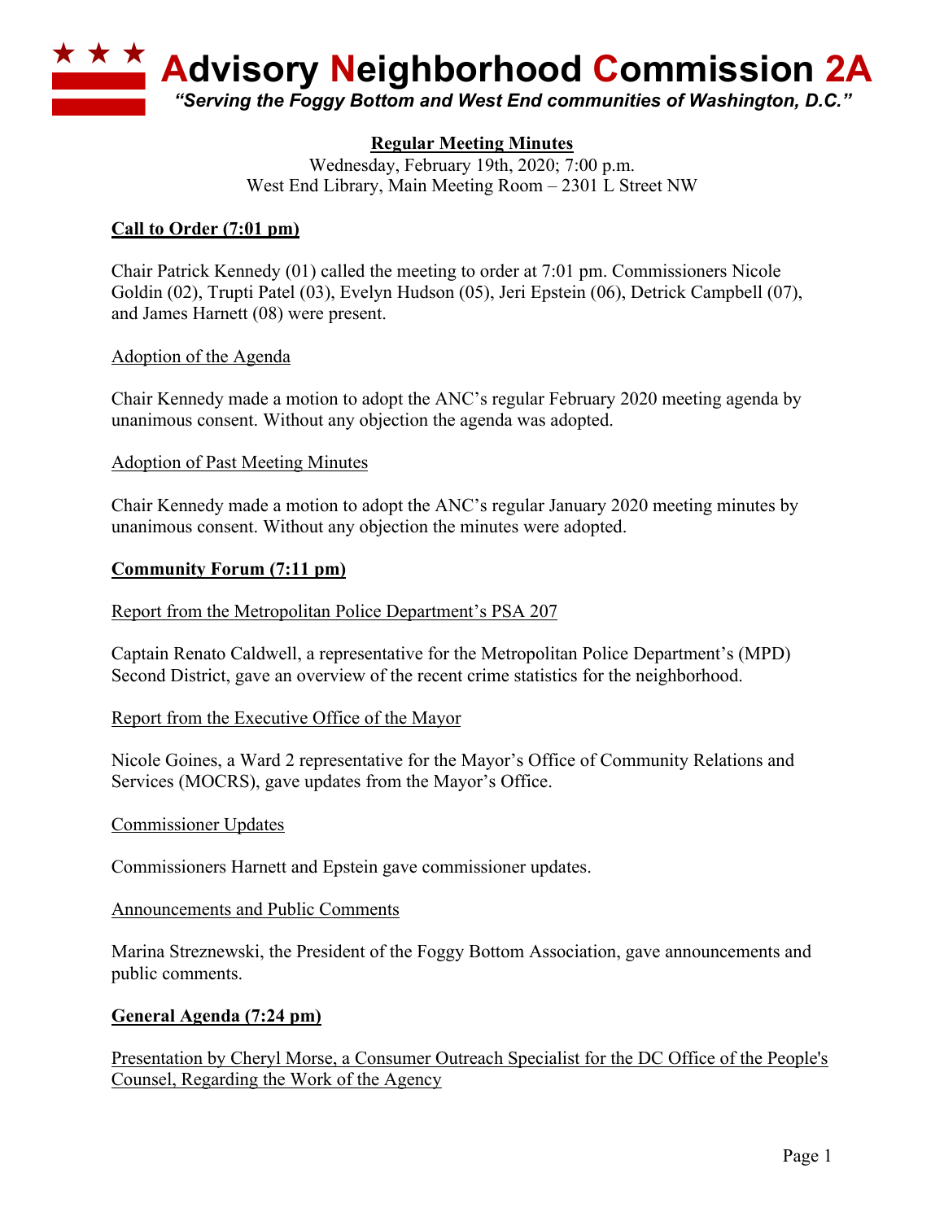# Advisory Neighborhood Commission 2A

*"Serving the Foggy Bottom and West End communities of Washington, D.C."*

**Regular Meeting Minutes**

Wednesday, February 19th, 2020; 7:00 p.m.
West End Library, Main Meeting Room – 2301 L Street NW

## Call to Order (7:01 pm)

Chair Patrick Kennedy (01) called the meeting to order at 7:01 pm. Commissioners Nicole Goldin (02), Trupti Patel (03), Evelyn Hudson (05), Jeri Epstein (06), Detrick Campbell (07), and James Harnett (08) were present.

### Adoption of the Agenda

Chair Kennedy made a motion to adopt the ANC's regular February 2020 meeting agenda by unanimous consent. Without any objection the agenda was adopted.

### Adoption of Past Meeting Minutes

Chair Kennedy made a motion to adopt the ANC's regular January 2020 meeting minutes by unanimous consent. Without any objection the minutes were adopted.

## Community Forum (7:11 pm)

### Report from the Metropolitan Police Department's PSA 207

Captain Renato Caldwell, a representative for the Metropolitan Police Department's (MPD) Second District, gave an overview of the recent crime statistics for the neighborhood.

### Report from the Executive Office of the Mayor

Nicole Goines, a Ward 2 representative for the Mayor's Office of Community Relations and Services (MOCRS), gave updates from the Mayor's Office.

### Commissioner Updates

Commissioners Harnett and Epstein gave commissioner updates.

### Announcements and Public Comments

Marina Streznewski, the President of the Foggy Bottom Association, gave announcements and public comments.

## General Agenda (7:24 pm)

### Presentation by Cheryl Morse, a Consumer Outreach Specialist for the DC Office of the People's Counsel, Regarding the Work of the Agency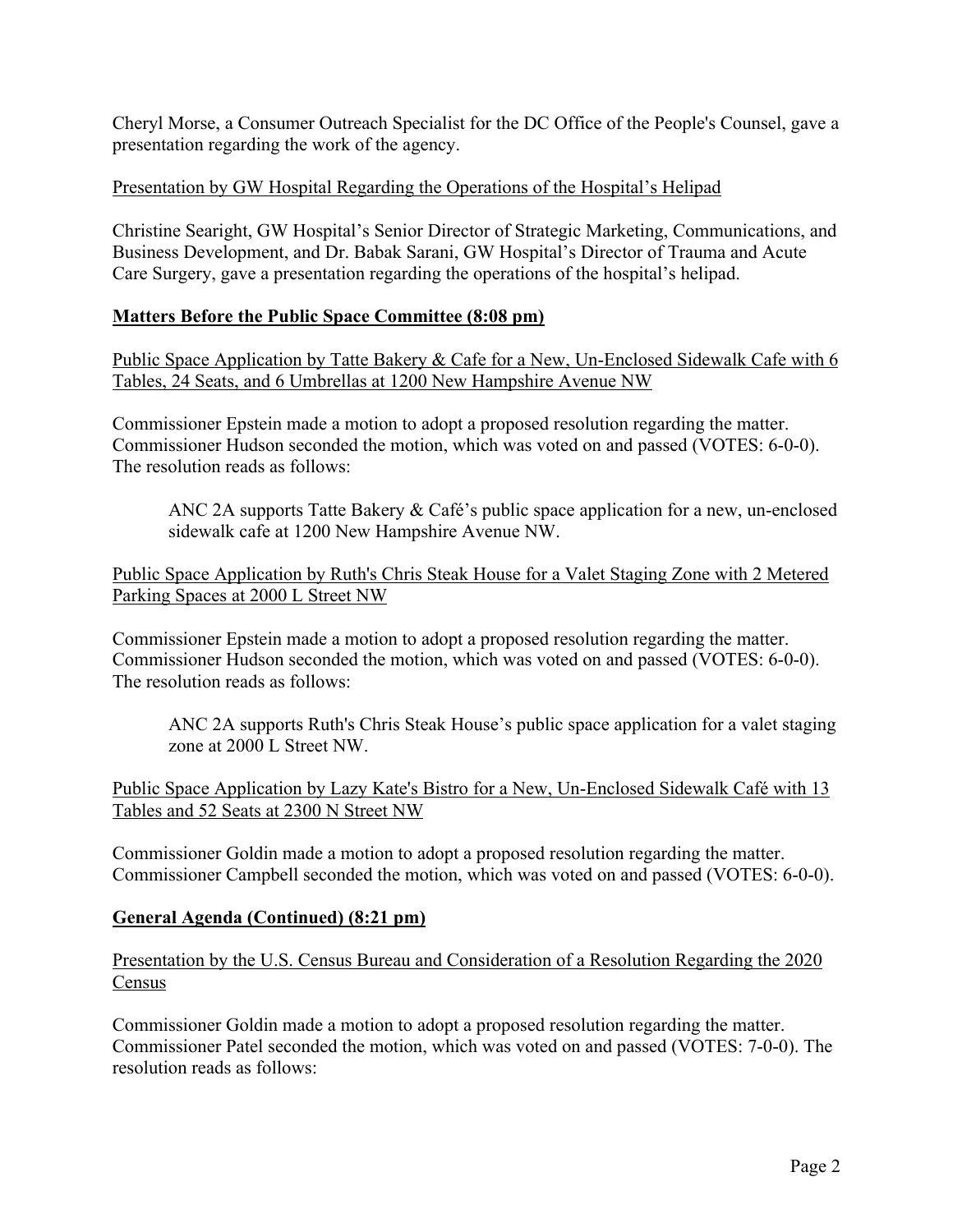Cheryl Morse, a Consumer Outreach Specialist for the DC Office of the People's Counsel, gave a presentation regarding the work of the agency.

<u>Presentation by GW Hospital Regarding the Operations of the Hospital's Helipad</u>

Christine Searight, GW Hospital's Senior Director of Strategic Marketing, Communications, and Business Development, and Dr. Babak Sarani, GW Hospital's Director of Trauma and Acute Care Surgery, gave a presentation regarding the operations of the hospital's helipad.

**<u>Matters Before the Public Space Committee (8:08 pm)</u>**

<u>Public Space Application by Tatte Bakery & Cafe for a New, Un-Enclosed Sidewalk Cafe with 6 Tables, 24 Seats, and 6 Umbrellas at 1200 New Hampshire Avenue NW</u>

Commissioner Epstein made a motion to adopt a proposed resolution regarding the matter. Commissioner Hudson seconded the motion, which was voted on and passed (VOTES: 6-0-0). The resolution reads as follows:

> ANC 2A supports Tatte Bakery & Café's public space application for a new, un-enclosed sidewalk cafe at 1200 New Hampshire Avenue NW.

<u>Public Space Application by Ruth's Chris Steak House for a Valet Staging Zone with 2 Metered Parking Spaces at 2000 L Street NW</u>

Commissioner Epstein made a motion to adopt a proposed resolution regarding the matter. Commissioner Hudson seconded the motion, which was voted on and passed (VOTES: 6-0-0). The resolution reads as follows:

> ANC 2A supports Ruth's Chris Steak House's public space application for a valet staging zone at 2000 L Street NW.

<u>Public Space Application by Lazy Kate's Bistro for a New, Un-Enclosed Sidewalk Café with 13 Tables and 52 Seats at 2300 N Street NW</u>

Commissioner Goldin made a motion to adopt a proposed resolution regarding the matter. Commissioner Campbell seconded the motion, which was voted on and passed (VOTES: 6-0-0).

**<u>General Agenda (Continued) (8:21 pm)</u>**

<u>Presentation by the U.S. Census Bureau and Consideration of a Resolution Regarding the 2020 Census</u>

Commissioner Goldin made a motion to adopt a proposed resolution regarding the matter. Commissioner Patel seconded the motion, which was voted on and passed (VOTES: 7-0-0). The resolution reads as follows: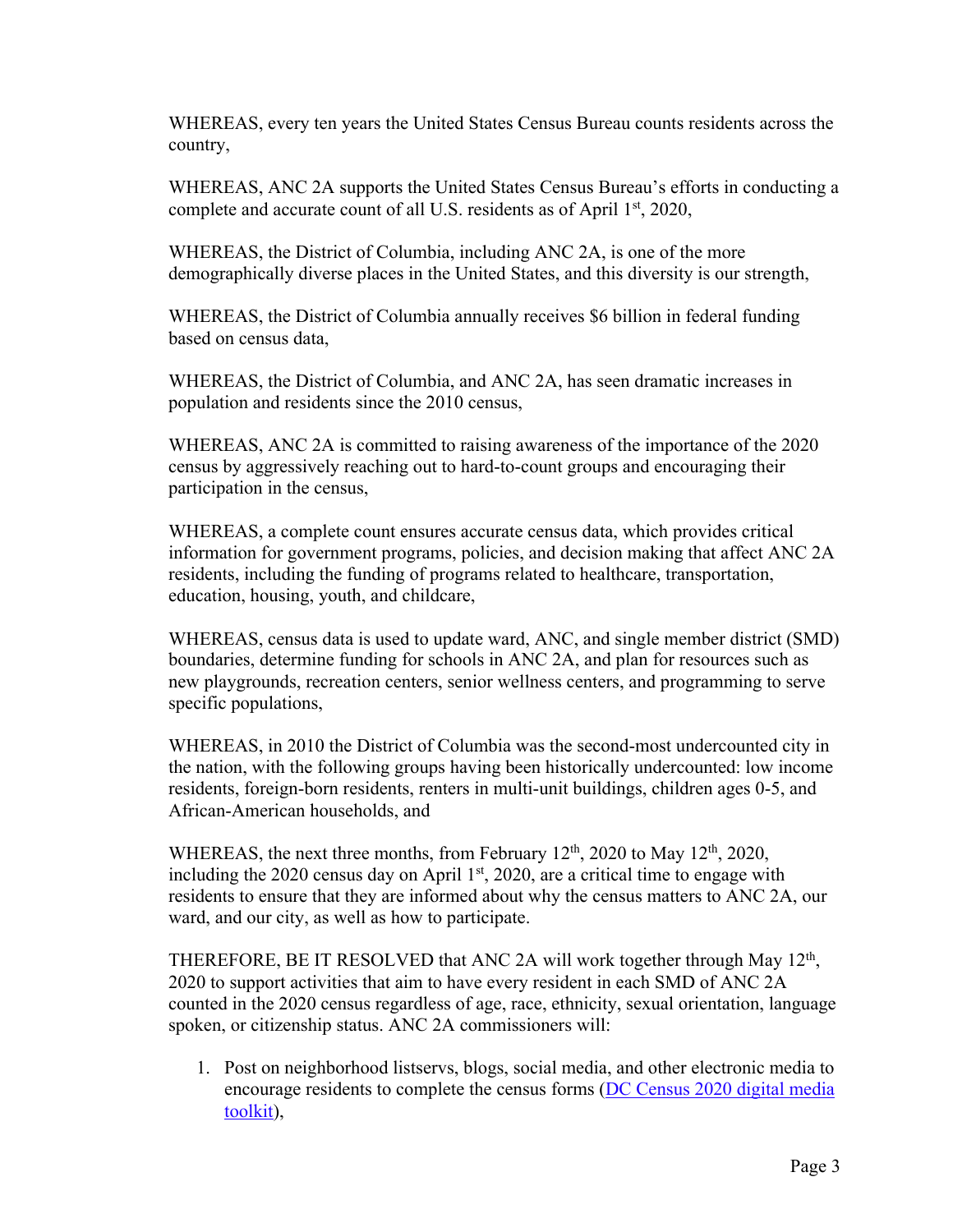WHEREAS, every ten years the United States Census Bureau counts residents across the country,

WHEREAS, ANC 2A supports the United States Census Bureau's efforts in conducting a complete and accurate count of all U.S. residents as of April 1st, 2020,

WHEREAS, the District of Columbia, including ANC 2A, is one of the more demographically diverse places in the United States, and this diversity is our strength,

WHEREAS, the District of Columbia annually receives $6 billion in federal funding based on census data,

WHEREAS, the District of Columbia, and ANC 2A, has seen dramatic increases in population and residents since the 2010 census,

WHEREAS, ANC 2A is committed to raising awareness of the importance of the 2020 census by aggressively reaching out to hard-to-count groups and encouraging their participation in the census,

WHEREAS, a complete count ensures accurate census data, which provides critical information for government programs, policies, and decision making that affect ANC 2A residents, including the funding of programs related to healthcare, transportation, education, housing, youth, and childcare,

WHEREAS, census data is used to update ward, ANC, and single member district (SMD) boundaries, determine funding for schools in ANC 2A, and plan for resources such as new playgrounds, recreation centers, senior wellness centers, and programming to serve specific populations,

WHEREAS, in 2010 the District of Columbia was the second-most undercounted city in the nation, with the following groups having been historically undercounted: low income residents, foreign-born residents, renters in multi-unit buildings, children ages 0-5, and African-American households, and

WHEREAS, the next three months, from February 12th, 2020 to May 12th, 2020, including the 2020 census day on April 1st, 2020, are a critical time to engage with residents to ensure that they are informed about why the census matters to ANC 2A, our ward, and our city, as well as how to participate.

THEREFORE, BE IT RESOLVED that ANC 2A will work together through May 12th, 2020 to support activities that aim to have every resident in each SMD of ANC 2A counted in the 2020 census regardless of age, race, ethnicity, sexual orientation, language spoken, or citizenship status. ANC 2A commissioners will:

1. Post on neighborhood listservs, blogs, social media, and other electronic media to encourage residents to complete the census forms (DC Census 2020 digital media toolkit),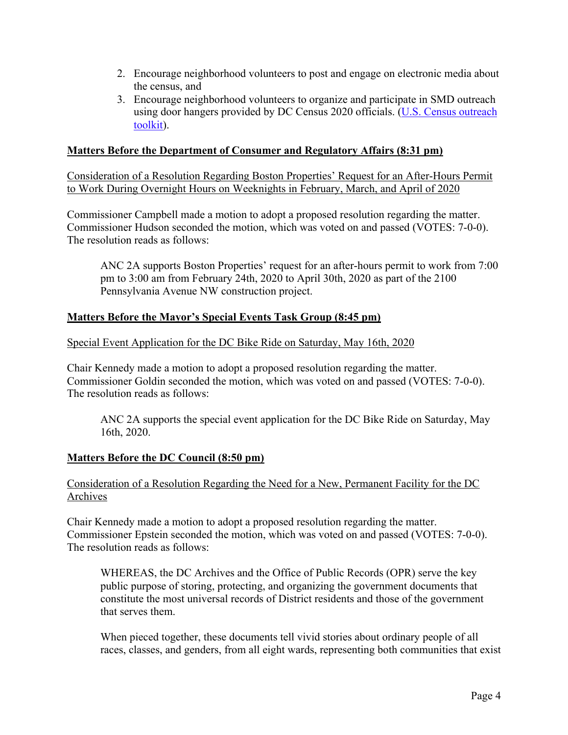2. Encourage neighborhood volunteers to post and engage on electronic media about the census, and
3. Encourage neighborhood volunteers to organize and participate in SMD outreach using door hangers provided by DC Census 2020 officials. (U.S. Census outreach toolkit).

**Matters Before the Department of Consumer and Regulatory Affairs (8:31 pm)**

Consideration of a Resolution Regarding Boston Properties' Request for an After-Hours Permit to Work During Overnight Hours on Weeknights in February, March, and April of 2020

Commissioner Campbell made a motion to adopt a proposed resolution regarding the matter. Commissioner Hudson seconded the motion, which was voted on and passed (VOTES: 7-0-0). The resolution reads as follows:

> ANC 2A supports Boston Properties' request for an after-hours permit to work from 7:00 pm to 3:00 am from February 24th, 2020 to April 30th, 2020 as part of the 2100 Pennsylvania Avenue NW construction project.

**Matters Before the Mayor's Special Events Task Group (8:45 pm)**

Special Event Application for the DC Bike Ride on Saturday, May 16th, 2020

Chair Kennedy made a motion to adopt a proposed resolution regarding the matter. Commissioner Goldin seconded the motion, which was voted on and passed (VOTES: 7-0-0). The resolution reads as follows:

> ANC 2A supports the special event application for the DC Bike Ride on Saturday, May 16th, 2020.

**Matters Before the DC Council (8:50 pm)**

Consideration of a Resolution Regarding the Need for a New, Permanent Facility for the DC Archives

Chair Kennedy made a motion to adopt a proposed resolution regarding the matter. Commissioner Epstein seconded the motion, which was voted on and passed (VOTES: 7-0-0). The resolution reads as follows:

> WHEREAS, the DC Archives and the Office of Public Records (OPR) serve the key public purpose of storing, protecting, and organizing the government documents that constitute the most universal records of District residents and those of the government that serves them.
>
> When pieced together, these documents tell vivid stories about ordinary people of all races, classes, and genders, from all eight wards, representing both communities that exist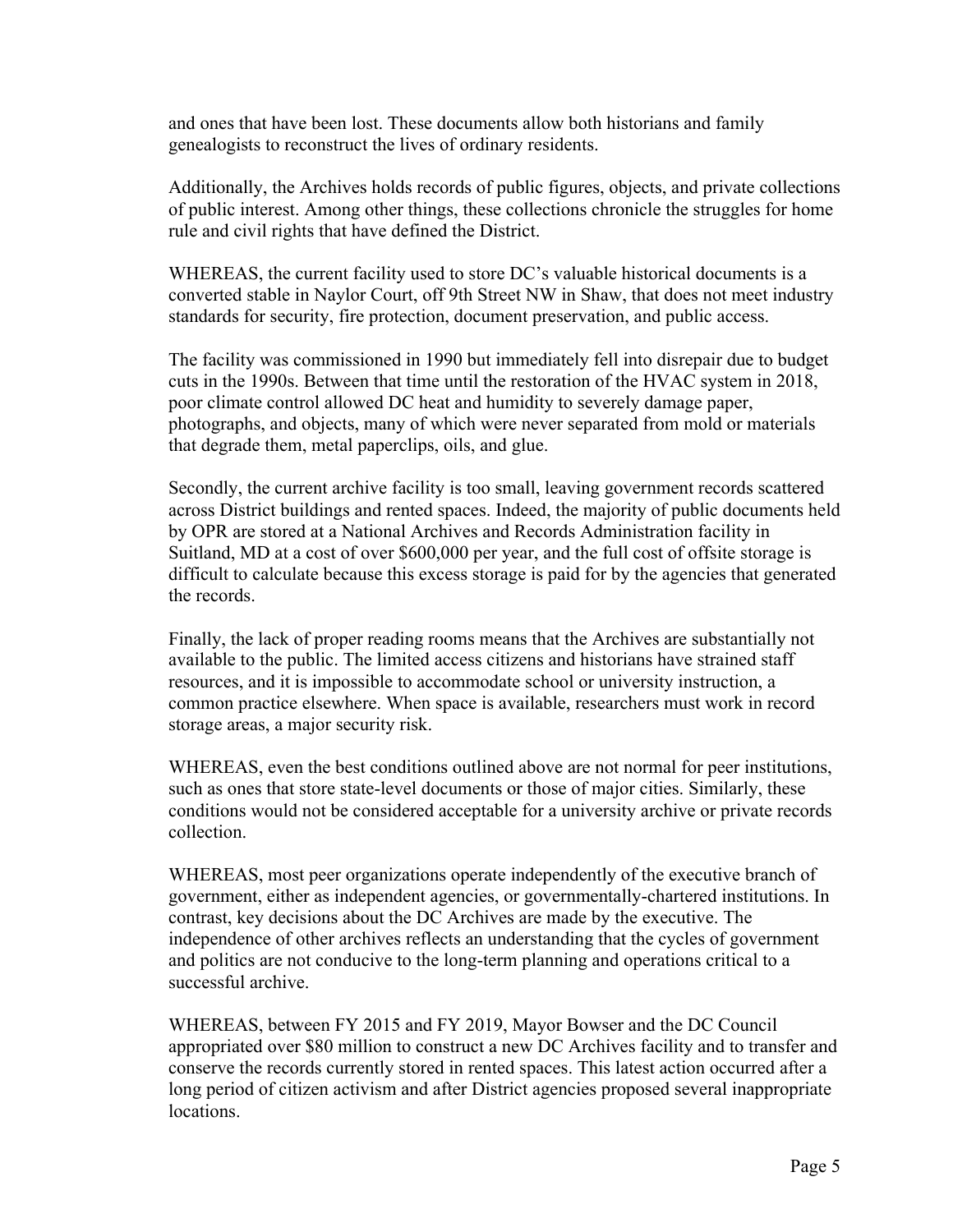and ones that have been lost. These documents allow both historians and family genealogists to reconstruct the lives of ordinary residents.

Additionally, the Archives holds records of public figures, objects, and private collections of public interest. Among other things, these collections chronicle the struggles for home rule and civil rights that have defined the District.

WHEREAS, the current facility used to store DC's valuable historical documents is a converted stable in Naylor Court, off 9th Street NW in Shaw, that does not meet industry standards for security, fire protection, document preservation, and public access.

The facility was commissioned in 1990 but immediately fell into disrepair due to budget cuts in the 1990s. Between that time until the restoration of the HVAC system in 2018, poor climate control allowed DC heat and humidity to severely damage paper, photographs, and objects, many of which were never separated from mold or materials that degrade them, metal paperclips, oils, and glue.

Secondly, the current archive facility is too small, leaving government records scattered across District buildings and rented spaces. Indeed, the majority of public documents held by OPR are stored at a National Archives and Records Administration facility in Suitland, MD at a cost of over $600,000 per year, and the full cost of offsite storage is difficult to calculate because this excess storage is paid for by the agencies that generated the records.

Finally, the lack of proper reading rooms means that the Archives are substantially not available to the public. The limited access citizens and historians have strained staff resources, and it is impossible to accommodate school or university instruction, a common practice elsewhere. When space is available, researchers must work in record storage areas, a major security risk.

WHEREAS, even the best conditions outlined above are not normal for peer institutions, such as ones that store state-level documents or those of major cities. Similarly, these conditions would not be considered acceptable for a university archive or private records collection.

WHEREAS, most peer organizations operate independently of the executive branch of government, either as independent agencies, or governmentally-chartered institutions. In contrast, key decisions about the DC Archives are made by the executive. The independence of other archives reflects an understanding that the cycles of government and politics are not conducive to the long-term planning and operations critical to a successful archive.

WHEREAS, between FY 2015 and FY 2019, Mayor Bowser and the DC Council appropriated over $80 million to construct a new DC Archives facility and to transfer and conserve the records currently stored in rented spaces. This latest action occurred after a long period of citizen activism and after District agencies proposed several inappropriate locations.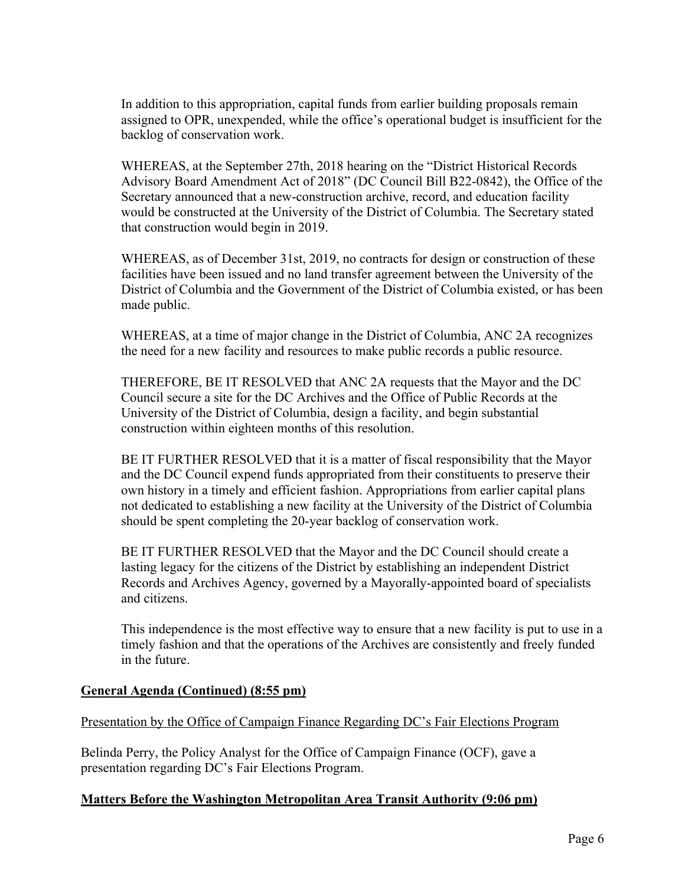In addition to this appropriation, capital funds from earlier building proposals remain assigned to OPR, unexpended, while the office's operational budget is insufficient for the backlog of conservation work.

WHEREAS, at the September 27th, 2018 hearing on the "District Historical Records Advisory Board Amendment Act of 2018" (DC Council Bill B22-0842), the Office of the Secretary announced that a new-construction archive, record, and education facility would be constructed at the University of the District of Columbia. The Secretary stated that construction would begin in 2019.

WHEREAS, as of December 31st, 2019, no contracts for design or construction of these facilities have been issued and no land transfer agreement between the University of the District of Columbia and the Government of the District of Columbia existed, or has been made public.

WHEREAS, at a time of major change in the District of Columbia, ANC 2A recognizes the need for a new facility and resources to make public records a public resource.

THEREFORE, BE IT RESOLVED that ANC 2A requests that the Mayor and the DC Council secure a site for the DC Archives and the Office of Public Records at the University of the District of Columbia, design a facility, and begin substantial construction within eighteen months of this resolution.

BE IT FURTHER RESOLVED that it is a matter of fiscal responsibility that the Mayor and the DC Council expend funds appropriated from their constituents to preserve their own history in a timely and efficient fashion. Appropriations from earlier capital plans not dedicated to establishing a new facility at the University of the District of Columbia should be spent completing the 20-year backlog of conservation work.

BE IT FURTHER RESOLVED that the Mayor and the DC Council should create a lasting legacy for the citizens of the District by establishing an independent District Records and Archives Agency, governed by a Mayorally-appointed board of specialists and citizens.

This independence is the most effective way to ensure that a new facility is put to use in a timely fashion and that the operations of the Archives are consistently and freely funded in the future.

**General Agenda (Continued) (8:55 pm)**

Presentation by the Office of Campaign Finance Regarding DC's Fair Elections Program

Belinda Perry, the Policy Analyst for the Office of Campaign Finance (OCF), gave a presentation regarding DC's Fair Elections Program.

**Matters Before the Washington Metropolitan Area Transit Authority (9:06 pm)**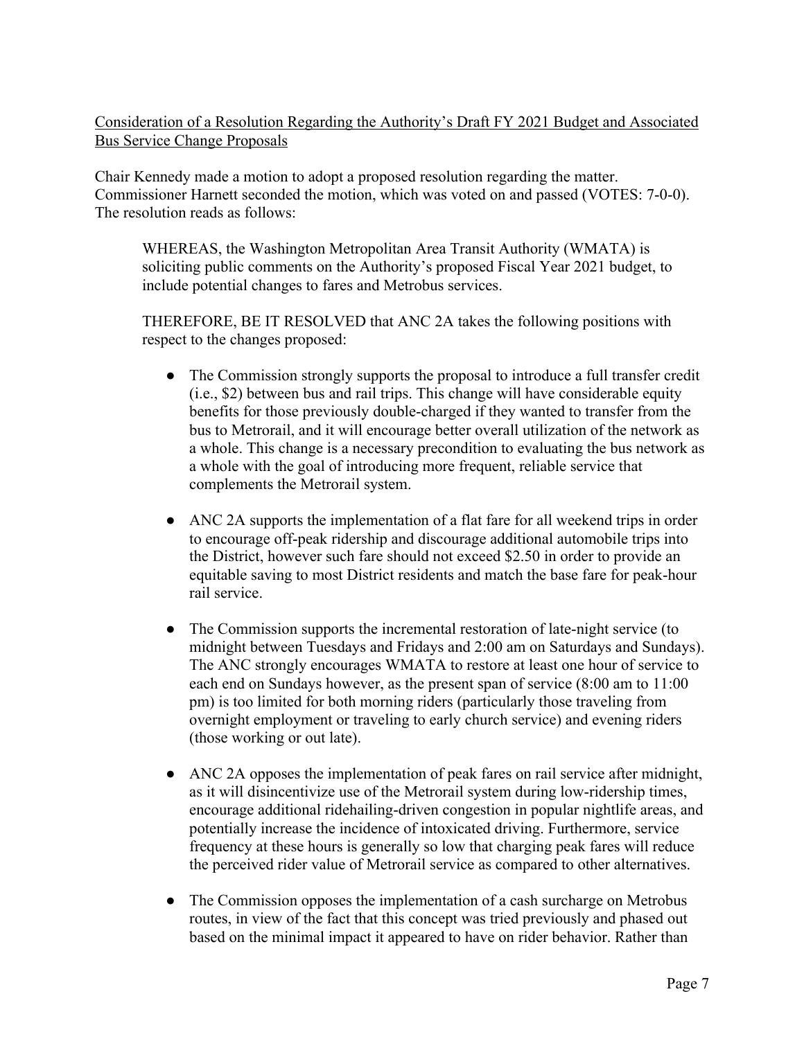Consideration of a Resolution Regarding the Authority's Draft FY 2021 Budget and Associated Bus Service Change Proposals

Chair Kennedy made a motion to adopt a proposed resolution regarding the matter. Commissioner Harnett seconded the motion, which was voted on and passed (VOTES: 7-0-0). The resolution reads as follows:

> WHEREAS, the Washington Metropolitan Area Transit Authority (WMATA) is soliciting public comments on the Authority's proposed Fiscal Year 2021 budget, to include potential changes to fares and Metrobus services.
>
> THEREFORE, BE IT RESOLVED that ANC 2A takes the following positions with respect to the changes proposed:
>
> - The Commission strongly supports the proposal to introduce a full transfer credit (i.e., $2) between bus and rail trips. This change will have considerable equity benefits for those previously double-charged if they wanted to transfer from the bus to Metrorail, and it will encourage better overall utilization of the network as a whole. This change is a necessary precondition to evaluating the bus network as a whole with the goal of introducing more frequent, reliable service that complements the Metrorail system.
>
> - ANC 2A supports the implementation of a flat fare for all weekend trips in order to encourage off-peak ridership and discourage additional automobile trips into the District, however such fare should not exceed $2.50 in order to provide an equitable saving to most District residents and match the base fare for peak-hour rail service.
>
> - The Commission supports the incremental restoration of late-night service (to midnight between Tuesdays and Fridays and 2:00 am on Saturdays and Sundays). The ANC strongly encourages WMATA to restore at least one hour of service to each end on Sundays however, as the present span of service (8:00 am to 11:00 pm) is too limited for both morning riders (particularly those traveling from overnight employment or traveling to early church service) and evening riders (those working or out late).
>
> - ANC 2A opposes the implementation of peak fares on rail service after midnight, as it will disincentivize use of the Metrorail system during low-ridership times, encourage additional ridehailing-driven congestion in popular nightlife areas, and potentially increase the incidence of intoxicated driving. Furthermore, service frequency at these hours is generally so low that charging peak fares will reduce the perceived rider value of Metrorail service as compared to other alternatives.
>
> - The Commission opposes the implementation of a cash surcharge on Metrobus routes, in view of the fact that this concept was tried previously and phased out based on the minimal impact it appeared to have on rider behavior. Rather than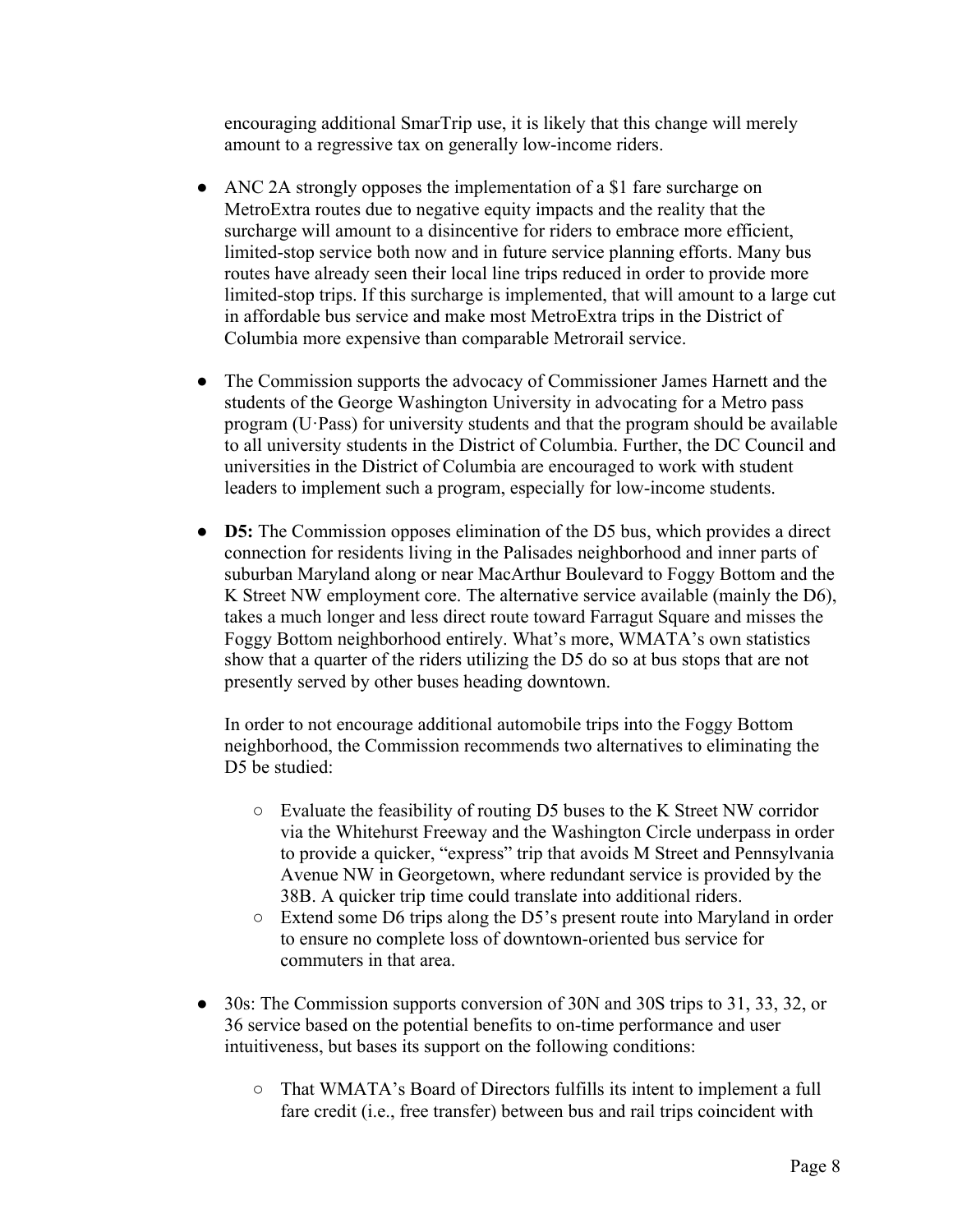encouraging additional SmarTrip use, it is likely that this change will merely amount to a regressive tax on generally low-income riders.

- ANC 2A strongly opposes the implementation of a $1 fare surcharge on MetroExtra routes due to negative equity impacts and the reality that the surcharge will amount to a disincentive for riders to embrace more efficient, limited-stop service both now and in future service planning efforts. Many bus routes have already seen their local line trips reduced in order to provide more limited-stop trips. If this surcharge is implemented, that will amount to a large cut in affordable bus service and make most MetroExtra trips in the District of Columbia more expensive than comparable Metrorail service.

- The Commission supports the advocacy of Commissioner James Harnett and the students of the George Washington University in advocating for a Metro pass program (U·Pass) for university students and that the program should be available to all university students in the District of Columbia. Further, the DC Council and universities in the District of Columbia are encouraged to work with student leaders to implement such a program, especially for low-income students.

- **D5:** The Commission opposes elimination of the D5 bus, which provides a direct connection for residents living in the Palisades neighborhood and inner parts of suburban Maryland along or near MacArthur Boulevard to Foggy Bottom and the K Street NW employment core. The alternative service available (mainly the D6), takes a much longer and less direct route toward Farragut Square and misses the Foggy Bottom neighborhood entirely. What's more, WMATA's own statistics show that a quarter of the riders utilizing the D5 do so at bus stops that are not presently served by other buses heading downtown.

  In order to not encourage additional automobile trips into the Foggy Bottom neighborhood, the Commission recommends two alternatives to eliminating the D5 be studied:

  - Evaluate the feasibility of routing D5 buses to the K Street NW corridor via the Whitehurst Freeway and the Washington Circle underpass in order to provide a quicker, "express" trip that avoids M Street and Pennsylvania Avenue NW in Georgetown, where redundant service is provided by the 38B. A quicker trip time could translate into additional riders.
  - Extend some D6 trips along the D5's present route into Maryland in order to ensure no complete loss of downtown-oriented bus service for commuters in that area.

- 30s: The Commission supports conversion of 30N and 30S trips to 31, 33, 32, or 36 service based on the potential benefits to on-time performance and user intuitiveness, but bases its support on the following conditions:

  - That WMATA's Board of Directors fulfills its intent to implement a full fare credit (i.e., free transfer) between bus and rail trips coincident with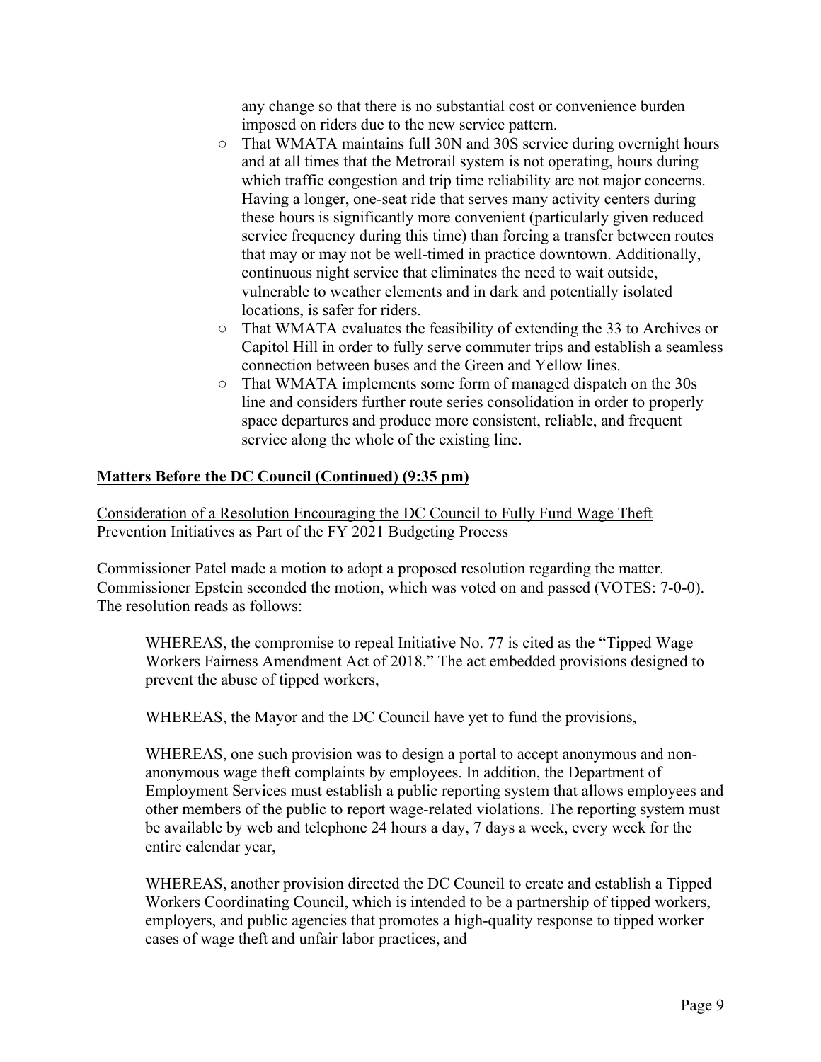any change so that there is no substantial cost or convenience burden imposed on riders due to the new service pattern.

- That WMATA maintains full 30N and 30S service during overnight hours and at all times that the Metrorail system is not operating, hours during which traffic congestion and trip time reliability are not major concerns. Having a longer, one-seat ride that serves many activity centers during these hours is significantly more convenient (particularly given reduced service frequency during this time) than forcing a transfer between routes that may or may not be well-timed in practice downtown. Additionally, continuous night service that eliminates the need to wait outside, vulnerable to weather elements and in dark and potentially isolated locations, is safer for riders.
- That WMATA evaluates the feasibility of extending the 33 to Archives or Capitol Hill in order to fully serve commuter trips and establish a seamless connection between buses and the Green and Yellow lines.
- That WMATA implements some form of managed dispatch on the 30s line and considers further route series consolidation in order to properly space departures and produce more consistent, reliable, and frequent service along the whole of the existing line.

**Matters Before the DC Council (Continued) (9:35 pm)**

Consideration of a Resolution Encouraging the DC Council to Fully Fund Wage Theft Prevention Initiatives as Part of the FY 2021 Budgeting Process

Commissioner Patel made a motion to adopt a proposed resolution regarding the matter. Commissioner Epstein seconded the motion, which was voted on and passed (VOTES: 7-0-0). The resolution reads as follows:

> WHEREAS, the compromise to repeal Initiative No. 77 is cited as the "Tipped Wage Workers Fairness Amendment Act of 2018." The act embedded provisions designed to prevent the abuse of tipped workers,
>
> WHEREAS, the Mayor and the DC Council have yet to fund the provisions,
>
> WHEREAS, one such provision was to design a portal to accept anonymous and non-anonymous wage theft complaints by employees. In addition, the Department of Employment Services must establish a public reporting system that allows employees and other members of the public to report wage-related violations. The reporting system must be available by web and telephone 24 hours a day, 7 days a week, every week for the entire calendar year,
>
> WHEREAS, another provision directed the DC Council to create and establish a Tipped Workers Coordinating Council, which is intended to be a partnership of tipped workers, employers, and public agencies that promotes a high-quality response to tipped worker cases of wage theft and unfair labor practices, and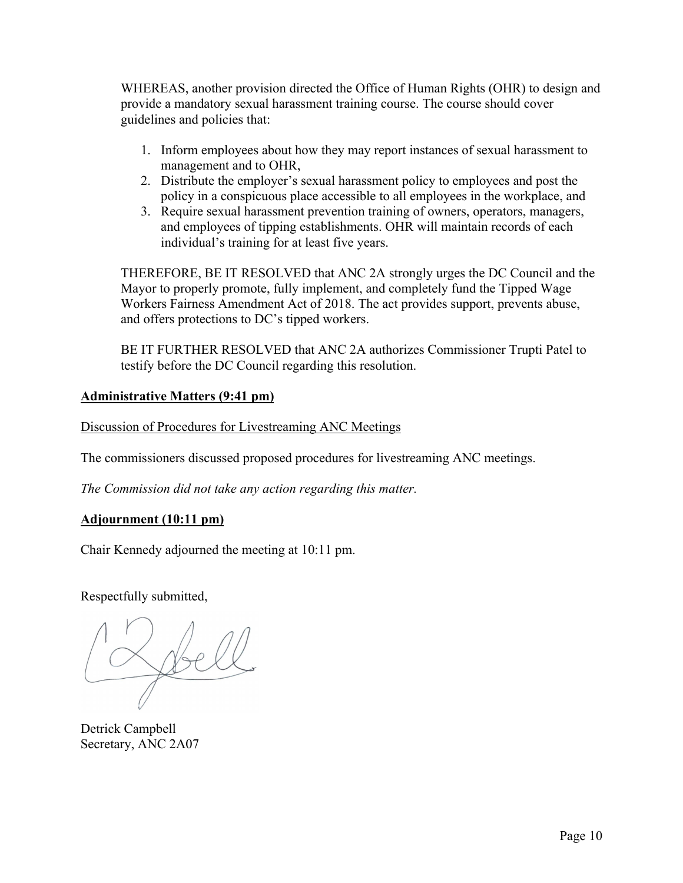WHEREAS, another provision directed the Office of Human Rights (OHR) to design and provide a mandatory sexual harassment training course. The course should cover guidelines and policies that:

1. Inform employees about how they may report instances of sexual harassment to management and to OHR,
2. Distribute the employer's sexual harassment policy to employees and post the policy in a conspicuous place accessible to all employees in the workplace, and
3. Require sexual harassment prevention training of owners, operators, managers, and employees of tipping establishments. OHR will maintain records of each individual's training for at least five years.

THEREFORE, BE IT RESOLVED that ANC 2A strongly urges the DC Council and the Mayor to properly promote, fully implement, and completely fund the Tipped Wage Workers Fairness Amendment Act of 2018. The act provides support, prevents abuse, and offers protections to DC's tipped workers.

BE IT FURTHER RESOLVED that ANC 2A authorizes Commissioner Trupti Patel to testify before the DC Council regarding this resolution.

**Administrative Matters (9:41 pm)**

Discussion of Procedures for Livestreaming ANC Meetings

The commissioners discussed proposed procedures for livestreaming ANC meetings.

*The Commission did not take any action regarding this matter.*

**Adjournment (10:11 pm)**

Chair Kennedy adjourned the meeting at 10:11 pm.

Respectfully submitted,

Detrick Campbell
Secretary, ANC 2A07